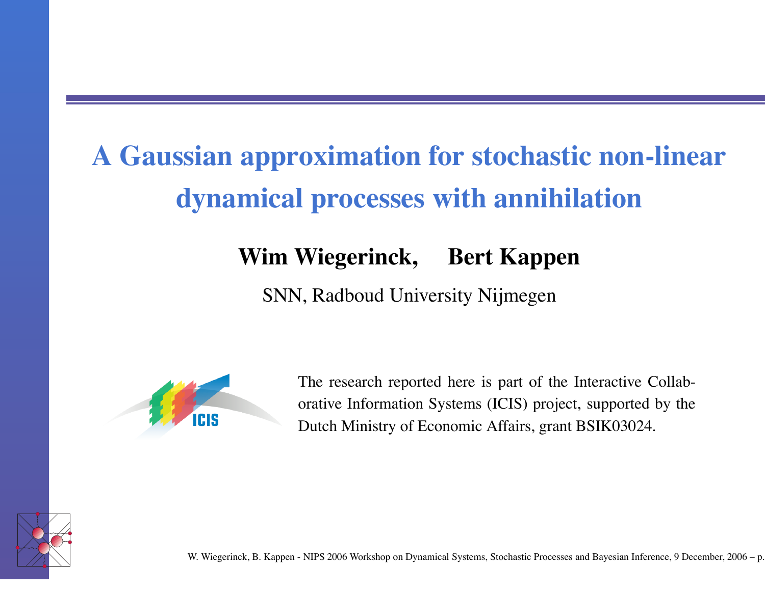# A Gaussian approximation for stochastic non-linear dynamical processes with annihilation

**Wim Wiegerinck, Bert Kappen**

SNN, Radboud University Nijmegen

The research reported here is part of the Interactive Collaborative Information Systems (ICIS) project, supported by the Dutch Ministry of Economic Affairs, grant BSIK03024.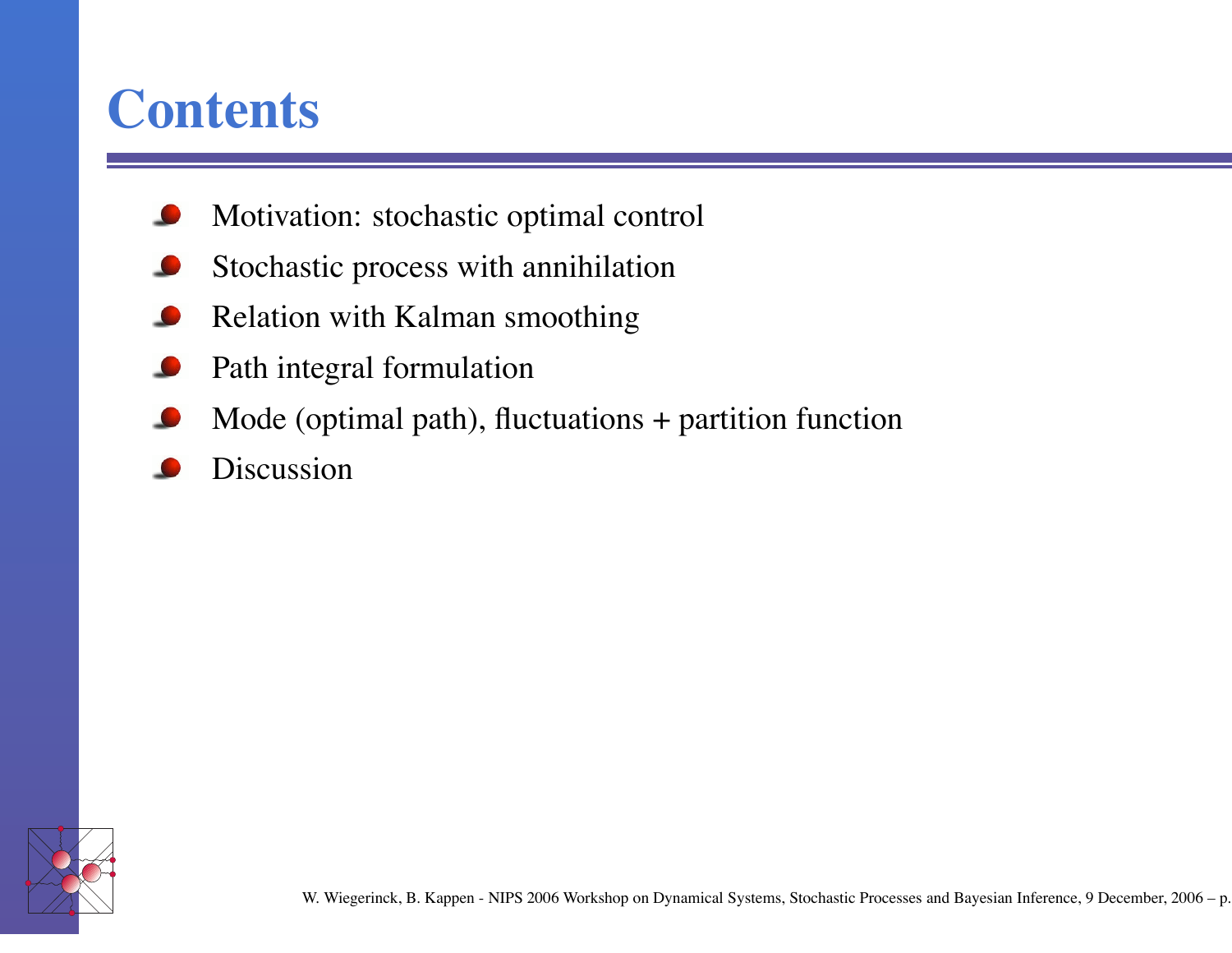# Contents

- Motivation: stochastic optimal control
- Stochastic process with annihilation
- Relation with Kalman smoothing
- Path integral formulation
- Mode (optimal path), fluctuations + partition function
- Discussion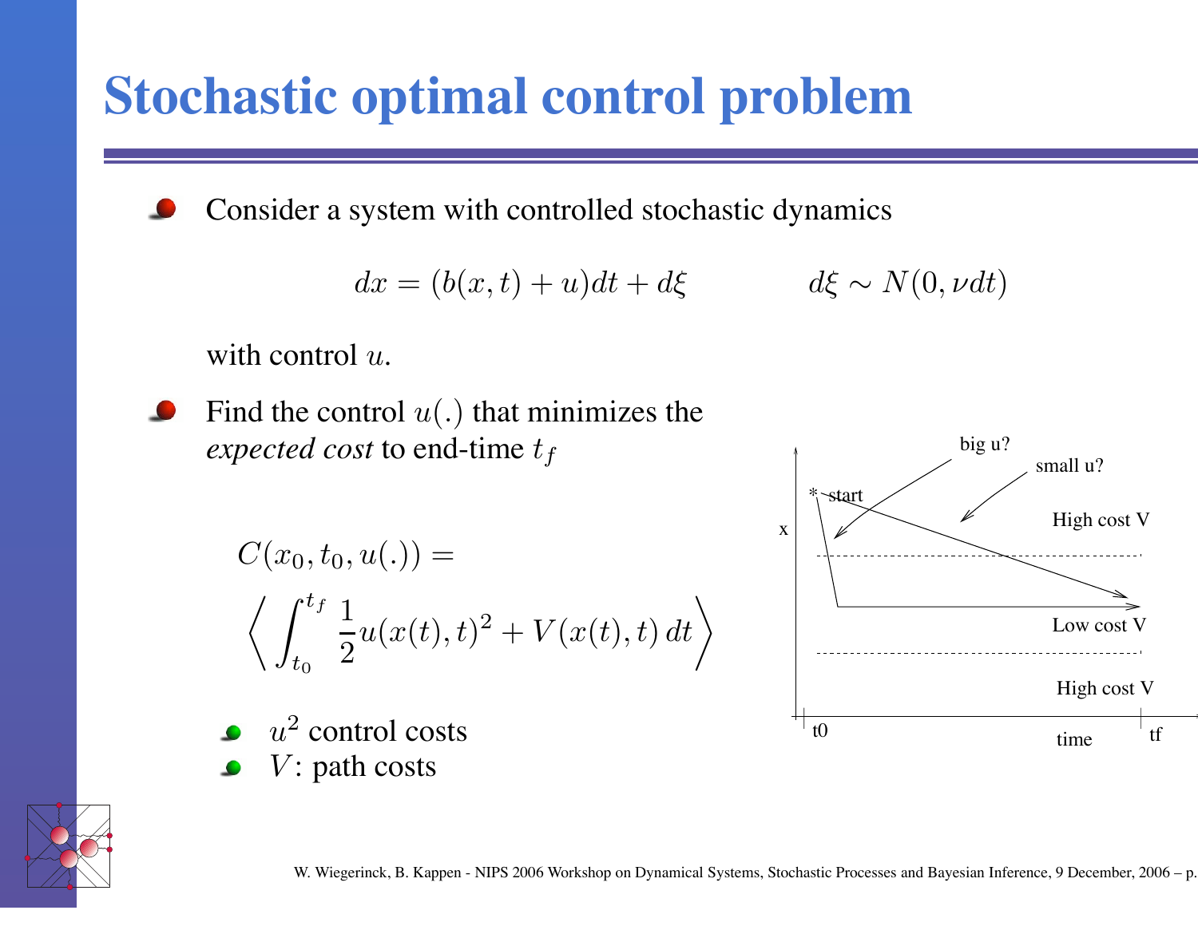# Stochastic optimal control problem

- Consider a system with controlled stochastic dynamics

$$dx = (b(x,t) + u)dt + d\xi \qquad d\xi \sim N(0, \nu dt)$$

with control $u$.

- Find the control $u(.)$ that minimizes the *expected cost* to end-time $t_f$

$$C(x_0, t_0, u(.)) = \left\langle \int_{t_0}^{t_f} \frac{1}{2} u(x(t),t)^2 + V(x(t),t)\, dt \right\rangle$$

  - $u^2$ control costs
  - $V$: path costs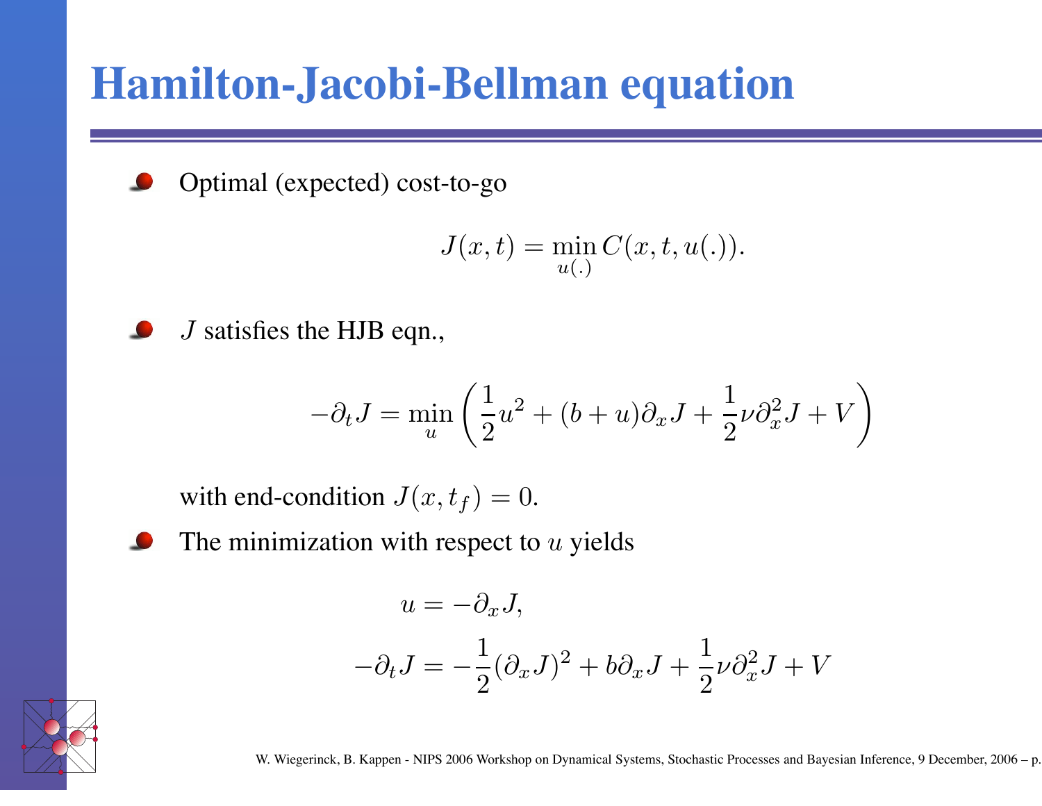# Hamilton-Jacobi-Bellman equation

- Optimal (expected) cost-to-go

$$J(x,t) = \min_{u(.)} C(x,t,u(.)).$$

- $J$ satisfies the HJB eqn.,

$$-\partial_t J = \min_u \left( \frac{1}{2}u^2 + (b+u)\partial_x J + \frac{1}{2}\nu \partial_x^2 J + V \right)$$

with end-condition $J(x,t_f) = 0$.

- The minimization with respect to $u$ yields

$$u = -\partial_x J,$$

$$-\partial_t J = -\frac{1}{2}(\partial_x J)^2 + b\partial_x J + \frac{1}{2}\nu \partial_x^2 J + V$$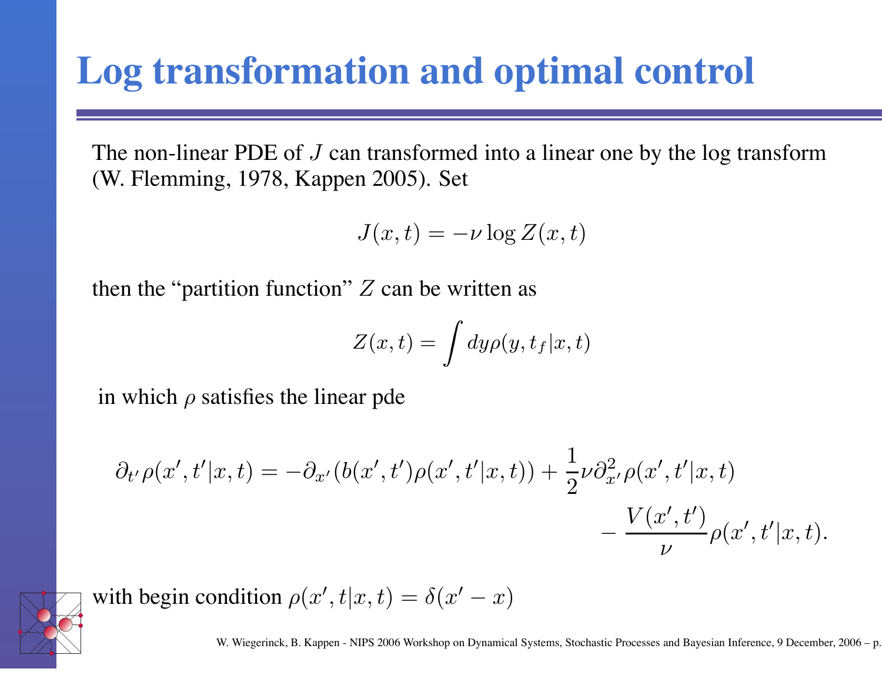# Log transformation and optimal control

The non-linear PDE of $J$ can transformed into a linear one by the log transform (W. Flemming, 1978, Kappen 2005). Set

$$J(x,t) = -\nu \log Z(x,t)$$

then the "partition function" $Z$ can be written as

$$Z(x,t) = \int dy \rho(y, t_f | x, t)$$

in which $\rho$ satisfies the linear pde

$$\partial_{t'} \rho(x', t' | x, t) = -\partial_{x'} (b(x', t') \rho(x', t' | x, t)) + \frac{1}{2} \nu \partial^2_{x'} \rho(x', t' | x, t) - \frac{V(x', t')}{\nu} \rho(x', t' | x, t).$$

with begin condition $\rho(x', t | x, t) = \delta(x' - x)$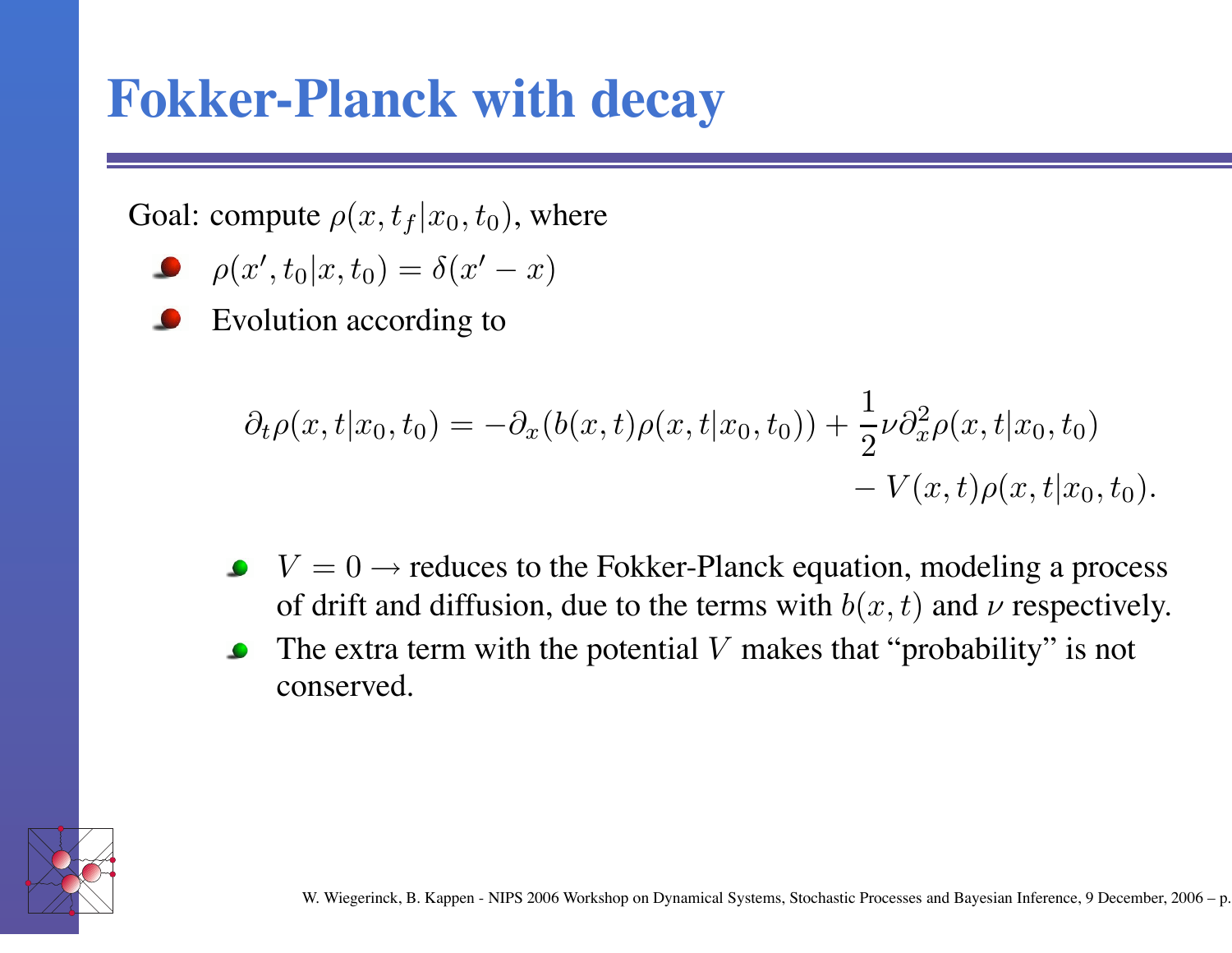# Fokker-Planck with decay

Goal: compute $\rho(x, t_f | x_0, t_0)$, where

- $\rho(x', t_0 | x, t_0) = \delta(x' - x)$
- Evolution according to

$$\partial_t \rho(x, t | x_0, t_0) = -\partial_x (b(x, t)\rho(x, t | x_0, t_0)) + \frac{1}{2}\nu \partial_x^2 \rho(x, t | x_0, t_0) - V(x, t)\rho(x, t | x_0, t_0).$$

  - $V = 0 \rightarrow$ reduces to the Fokker-Planck equation, modeling a process of drift and diffusion, due to the terms with $b(x, t)$ and $\nu$ respectively.
  - The extra term with the potential $V$ makes that “probability” is not conserved.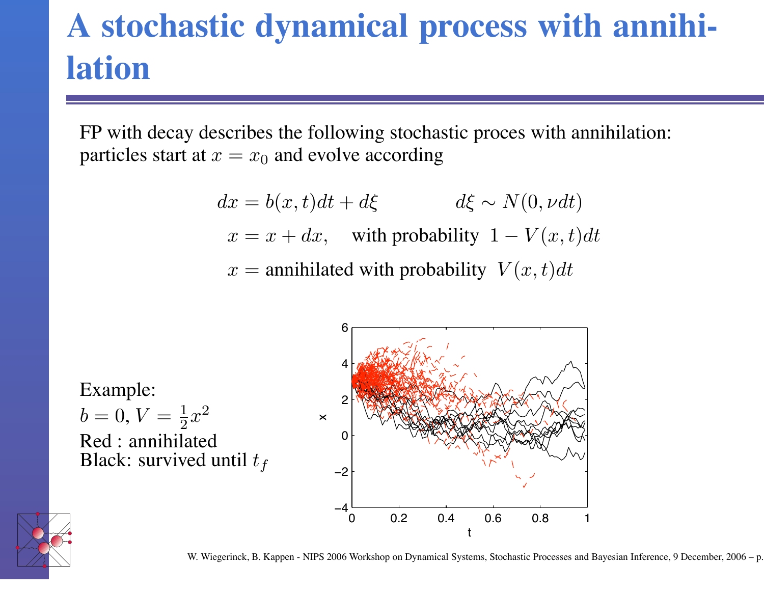# A stochastic dynamical process with annihilation

FP with decay describes the following stochastic proces with annihilation: particles start at $x = x_0$ and evolve according

$$dx = b(x,t)dt + d\xi \qquad\qquad d\xi \sim N(0, \nu dt)$$

$$x = x + dx, \quad \text{with probability } \; 1 - V(x,t)dt$$

$$x = \text{annihilated with probability } \; V(x,t)dt$$

Example:
$b = 0, V = \frac{1}{2}x^2$
Red : annihilated
Black: survived until $t_f$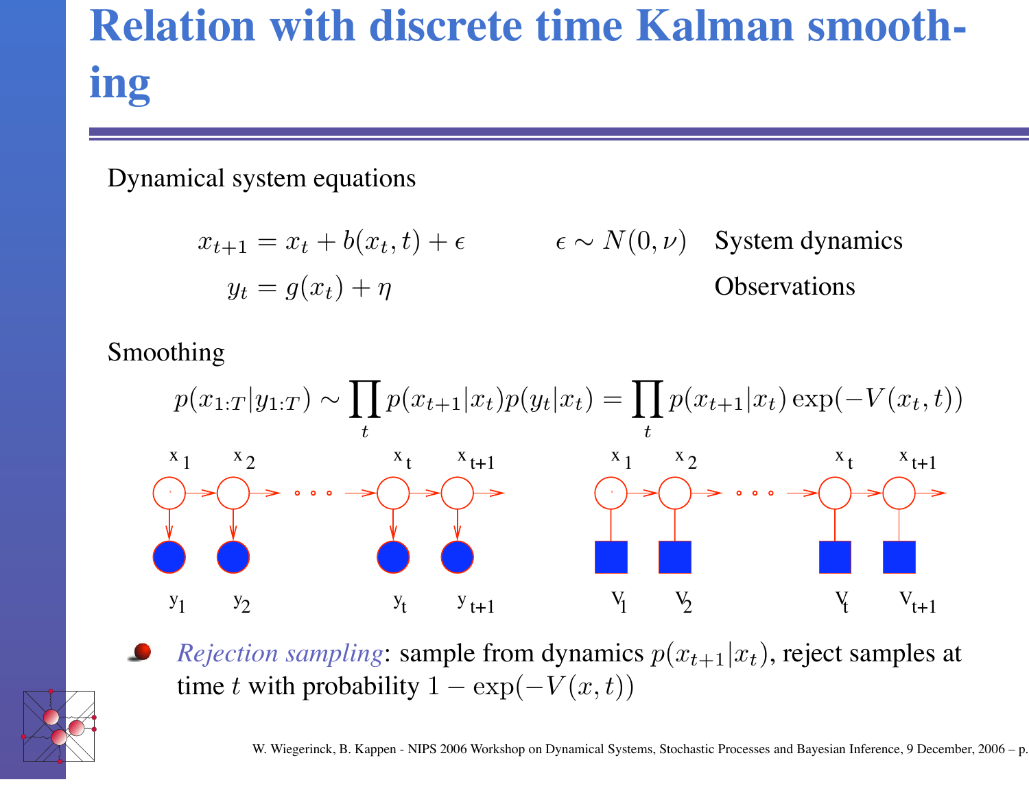# Relation with discrete time Kalman smoothing

Dynamical system equations

$$x_{t+1} = x_t + b(x_t, t) + \epsilon \qquad \epsilon \sim N(0, \nu) \qquad \text{System dynamics}$$

$$y_t = g(x_t) + \eta \qquad \text{Observations}$$

Smoothing

$$p(x_{1:T}|y_{1:T}) \sim \prod_t p(x_{t+1}|x_t) p(y_t|x_t) = \prod_t p(x_{t+1}|x_t) \exp(-V(x_t, t))$$

- *Rejection sampling*: sample from dynamics $p(x_{t+1}|x_t)$, reject samples at time $t$ with probability $1 - \exp(-V(x, t))$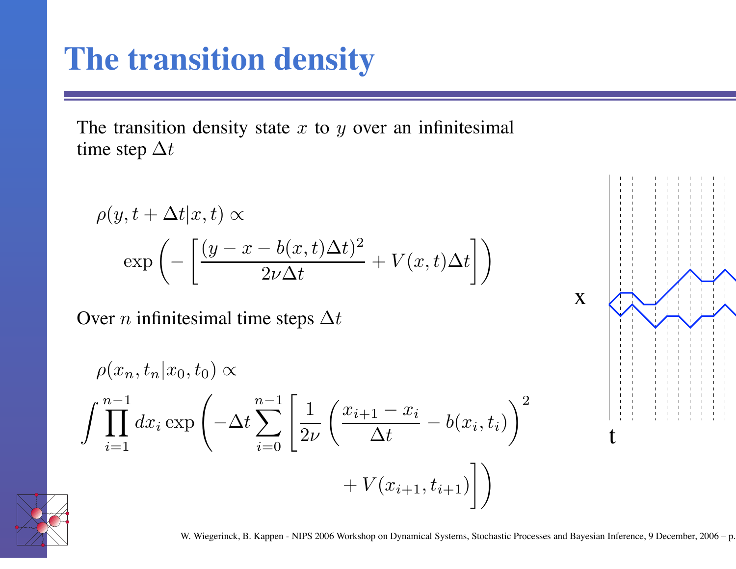# The transition density

The transition density state $x$ to $y$ over an infinitesimal time step $\Delta t$

$$\rho(y, t + \Delta t | x, t) \propto \exp\left( - \left[ \frac{(y - x - b(x,t)\Delta t)^2}{2\nu\Delta t} + V(x,t)\Delta t \right] \right)$$

Over $n$ infinitesimal time steps $\Delta t$

$$\rho(x_n, t_n | x_0, t_0) \propto \int \prod_{i=1}^{n-1} dx_i \exp\left( -\Delta t \sum_{i=0}^{n-1} \left[ \frac{1}{2\nu} \left( \frac{x_{i+1} - x_i}{\Delta t} - b(x_i, t_i) \right)^2 + V(x_{i+1}, t_{i+1}) \right] \right)$$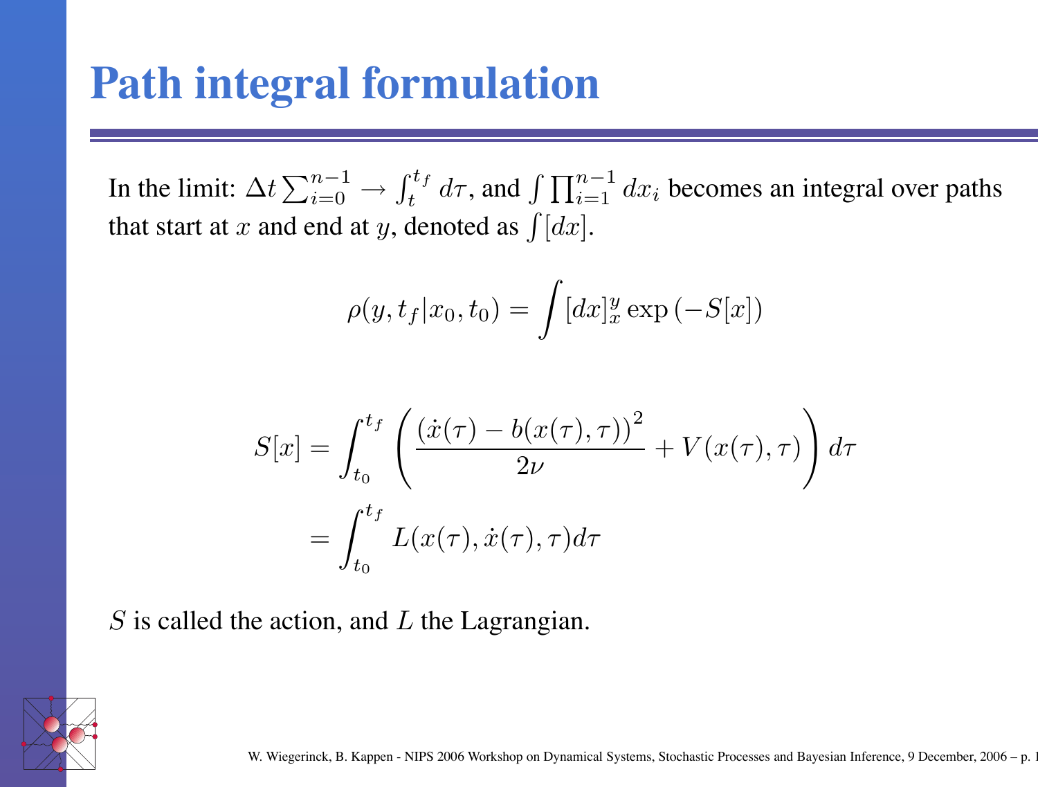# Path integral formulation

In the limit: $\Delta t \sum_{i=0}^{n-1} \rightarrow \int_t^{t_f} d\tau$, and $\int \prod_{i=1}^{n-1} dx_i$ becomes an integral over paths that start at $x$ and end at $y$, denoted as $\int [dx]$.

$$\rho(y, t_f | x_0, t_0) = \int [dx]_x^y \exp\left(-S[x]\right)$$

$$\begin{aligned} S[x] &= \int_{t_0}^{t_f} \left( \frac{\left(\dot{x}(\tau) - b(x(\tau), \tau)\right)^2}{2\nu} + V(x(\tau), \tau) \right) d\tau \\ &= \int_{t_0}^{t_f} L(x(\tau), \dot{x}(\tau), \tau) d\tau \end{aligned}$$

$S$ is called the action, and $L$ the Lagrangian.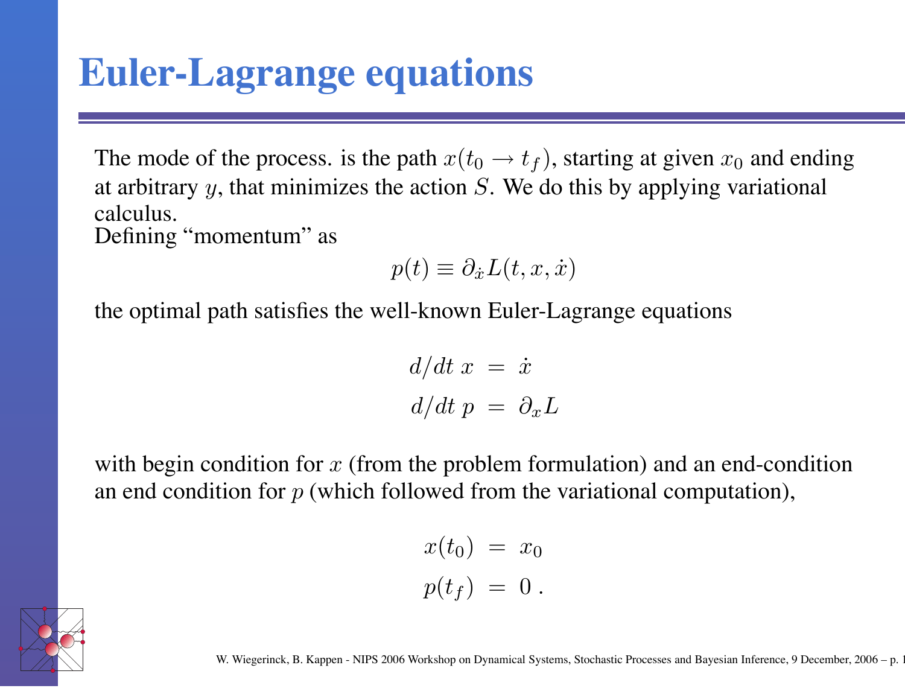# Euler-Lagrange equations

The mode of the process. is the path $x(t_0 \to t_f)$, starting at given $x_0$ and ending at arbitrary $y$, that minimizes the action $S$. We do this by applying variational calculus.
Defining “momentum” as

$$p(t) \equiv \partial_{\dot{x}} L(t, x, \dot{x})$$

the optimal path satisfies the well-known Euler-Lagrange equations

$$\begin{aligned} d/dt\; x &= \dot{x} \\ d/dt\; p &= \partial_x L \end{aligned}$$

with begin condition for $x$ (from the problem formulation) and an end-condition an end condition for $p$ (which followed from the variational computation),

$$\begin{aligned} x(t_0) &= x_0 \\ p(t_f) &= 0\,. \end{aligned}$$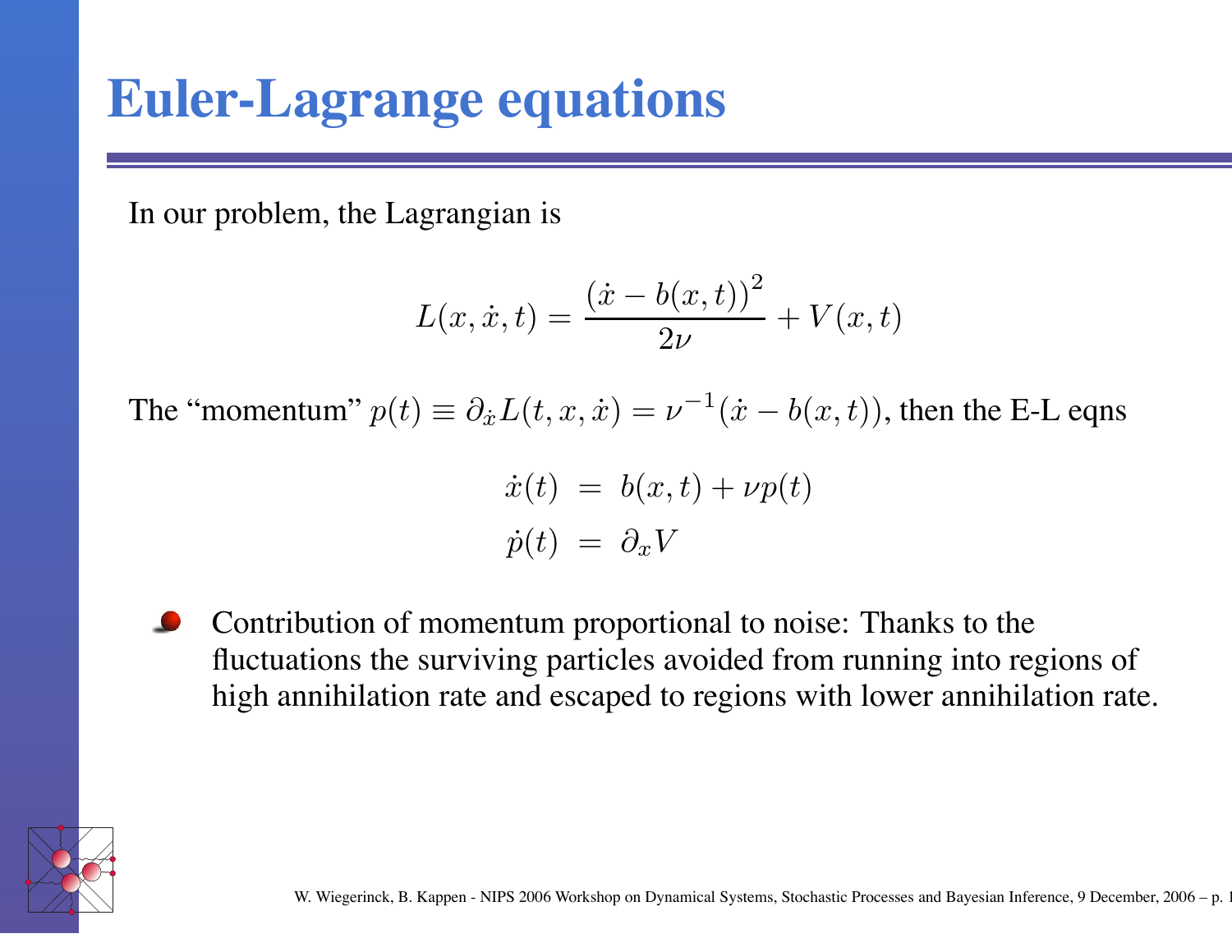# Euler-Lagrange equations

In our problem, the Lagrangian is

$$L(x, \dot{x}, t) = \frac{(\dot{x} - b(x,t))^2}{2\nu} + V(x,t)$$

The "momentum" $p(t) \equiv \partial_{\dot{x}} L(t, x, \dot{x}) = \nu^{-1}(\dot{x} - b(x,t))$, then the E-L eqns

$$\begin{aligned} \dot{x}(t) &= b(x,t) + \nu p(t) \\ \dot{p}(t) &= \partial_x V \end{aligned}$$

- Contribution of momentum proportional to noise: Thanks to the fluctuations the surviving particles avoided from running into regions of high annihilation rate and escaped to regions with lower annihilation rate.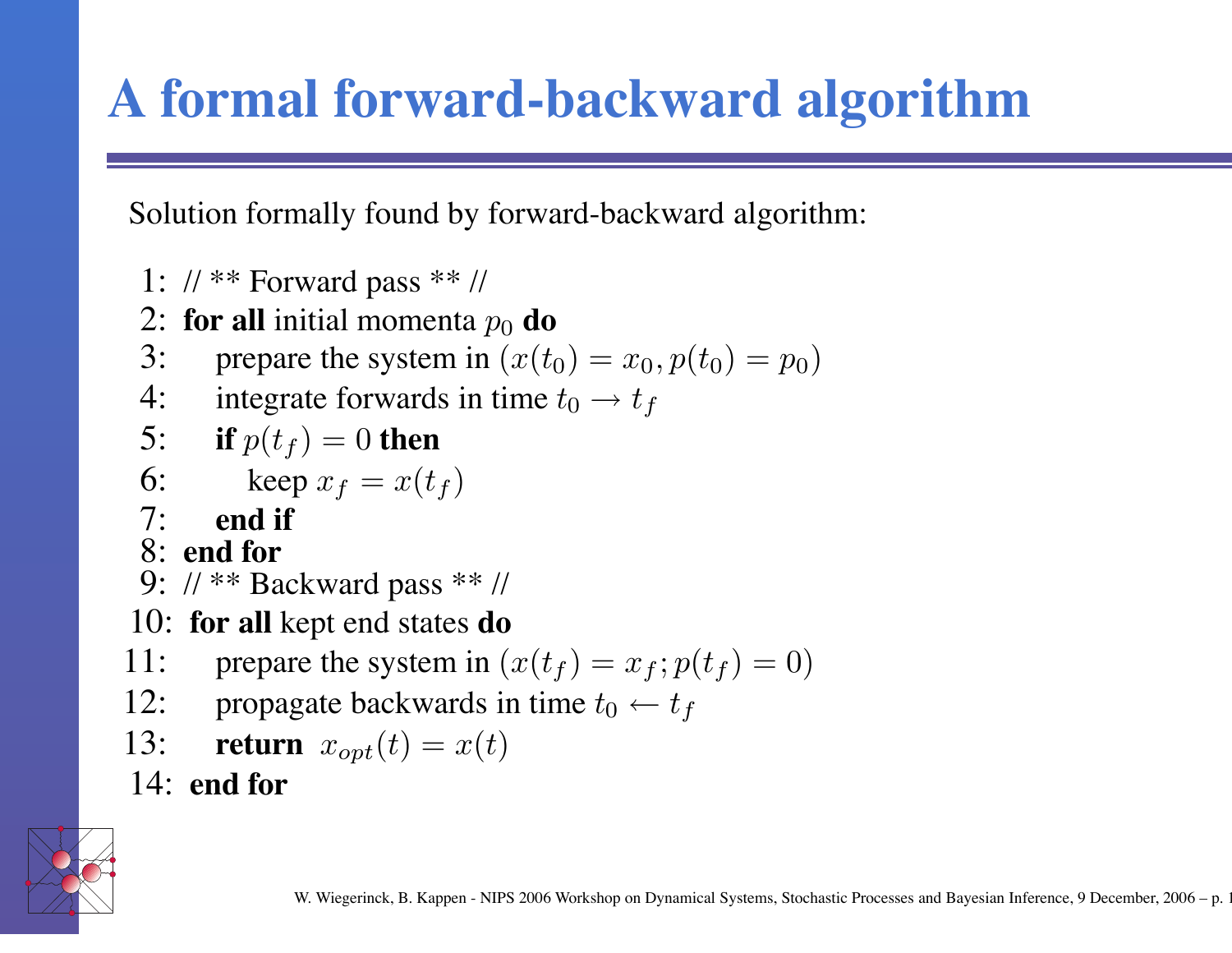# A formal forward-backward algorithm

Solution formally found by forward-backward algorithm:

1: // ** Forward pass ** //
2: **for all** initial momenta $p_0$ **do**
3: prepare the system in $(x(t_0) = x_0, p(t_0) = p_0)$
4: integrate forwards in time $t_0 \rightarrow t_f$
5: **if** $p(t_f) = 0$ **then**
6: keep $x_f = x(t_f)$
7: **end if**
8: **end for**
9: // ** Backward pass ** //
10: **for all** kept end states **do**
11: prepare the system in $(x(t_f) = x_f; p(t_f) = 0)$
12: propagate backwards in time $t_0 \leftarrow t_f$
13: **return** $x_{opt}(t) = x(t)$
14: **end for**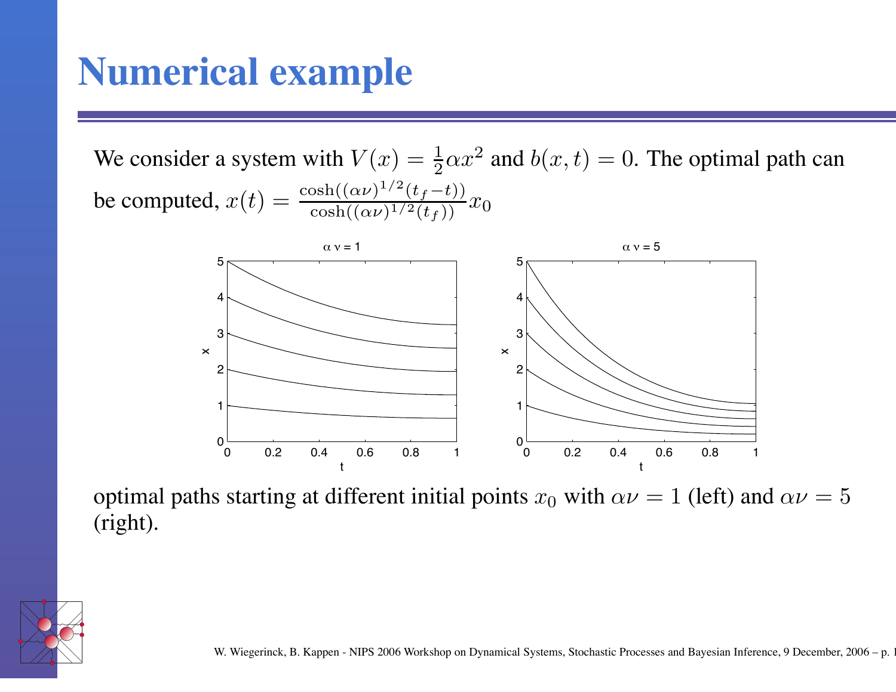# Numerical example

We consider a system with $V(x) = \frac{1}{2}\alpha x^2$ and $b(x,t) = 0$. The optimal path can be computed, $x(t) = \frac{\cosh((\alpha\nu)^{1/2}(t_f - t))}{\cosh((\alpha\nu)^{1/2}(t_f))} x_0$

optimal paths starting at different initial points $x_0$ with $\alpha\nu = 1$ (left) and $\alpha\nu = 5$ (right).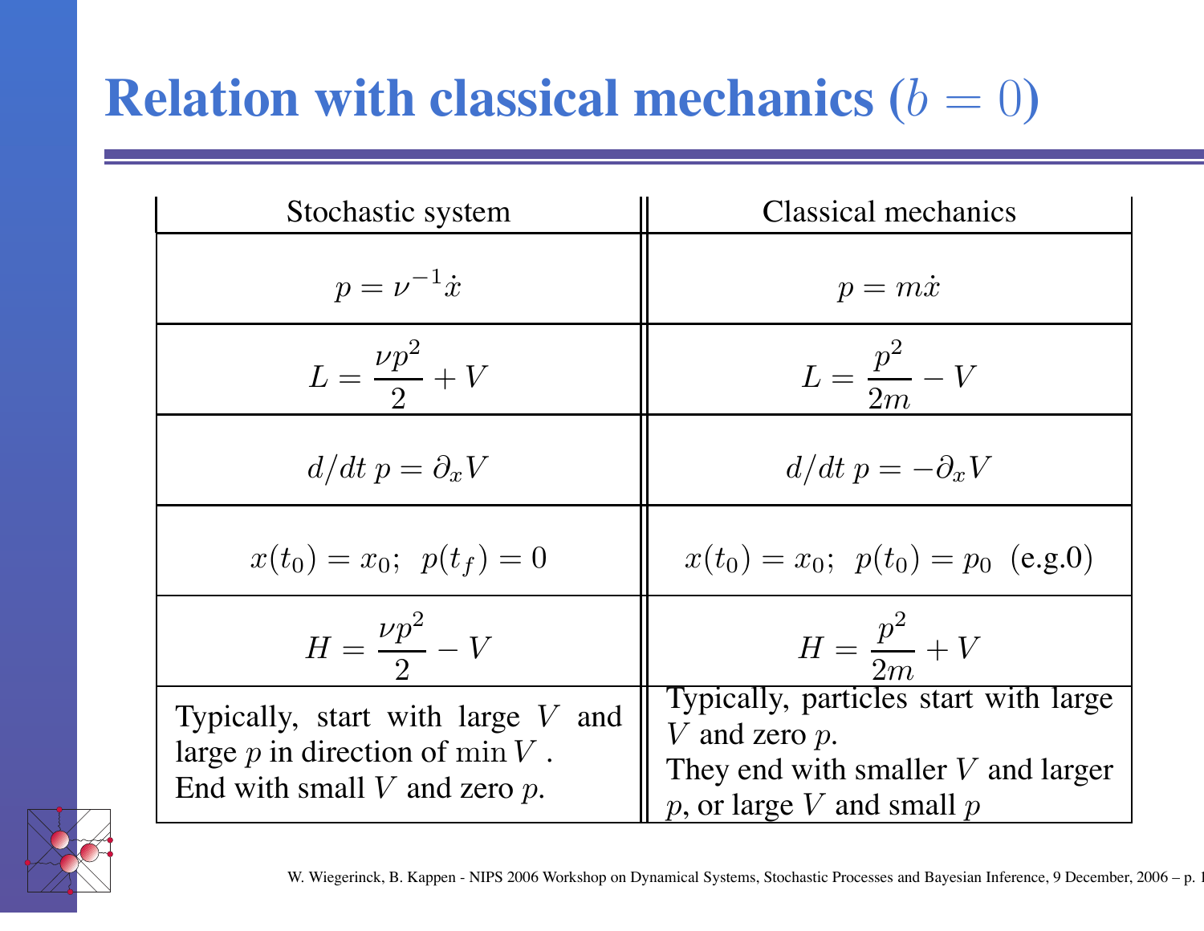# Relation with classical mechanics ($b = 0$)

| Stochastic system | Classical mechanics |
|---|---|
| $p = \nu^{-1}\dot{x}$ | $p = m\dot{x}$ |
| $L = \dfrac{\nu p^2}{2} + V$ | $L = \dfrac{p^2}{2m} - V$ |
| $d/dt\, p = \partial_x V$ | $d/dt\, p = -\partial_x V$ |
| $x(t_0) = x_0;\;\; p(t_f) = 0$ | $x(t_0) = x_0;\;\; p(t_0) = p_0$ (e.g.0) |
| $H = \dfrac{\nu p^2}{2} - V$ | $H = \dfrac{p^2}{2m} + V$ |
| Typically, start with large $V$ and large $p$ in direction of $\min V$. End with small $V$ and zero $p$. | Typically, particles start with large $V$ and zero $p$. They end with smaller $V$ and larger $p$, or large $V$ and small $p$ |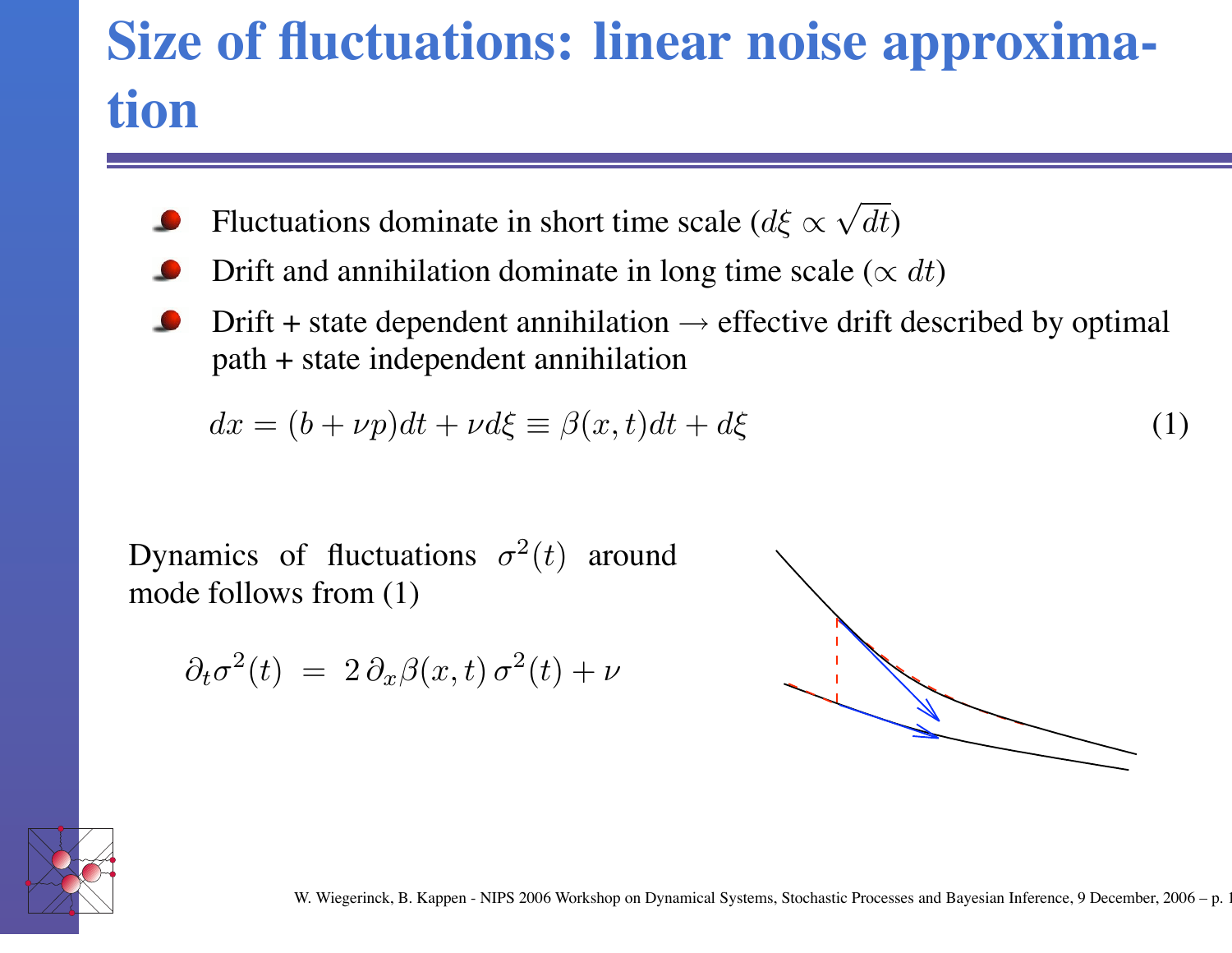# Size of fluctuations: linear noise approximation

- Fluctuations dominate in short time scale ($d\xi \propto \sqrt{dt}$)
- Drift and annihilation dominate in long time scale ($\propto dt$)
- Drift + state dependent annihilation → effective drift described by optimal path + state independent annihilation

$$dx = (b + \nu p)dt + \nu d\xi \equiv \beta(x,t)dt + d\xi \tag{1}$$

Dynamics of fluctuations $\sigma^2(t)$ around mode follows from (1)

$$\partial_t \sigma^2(t) \;=\; 2\,\partial_x \beta(x,t)\,\sigma^2(t) + \nu$$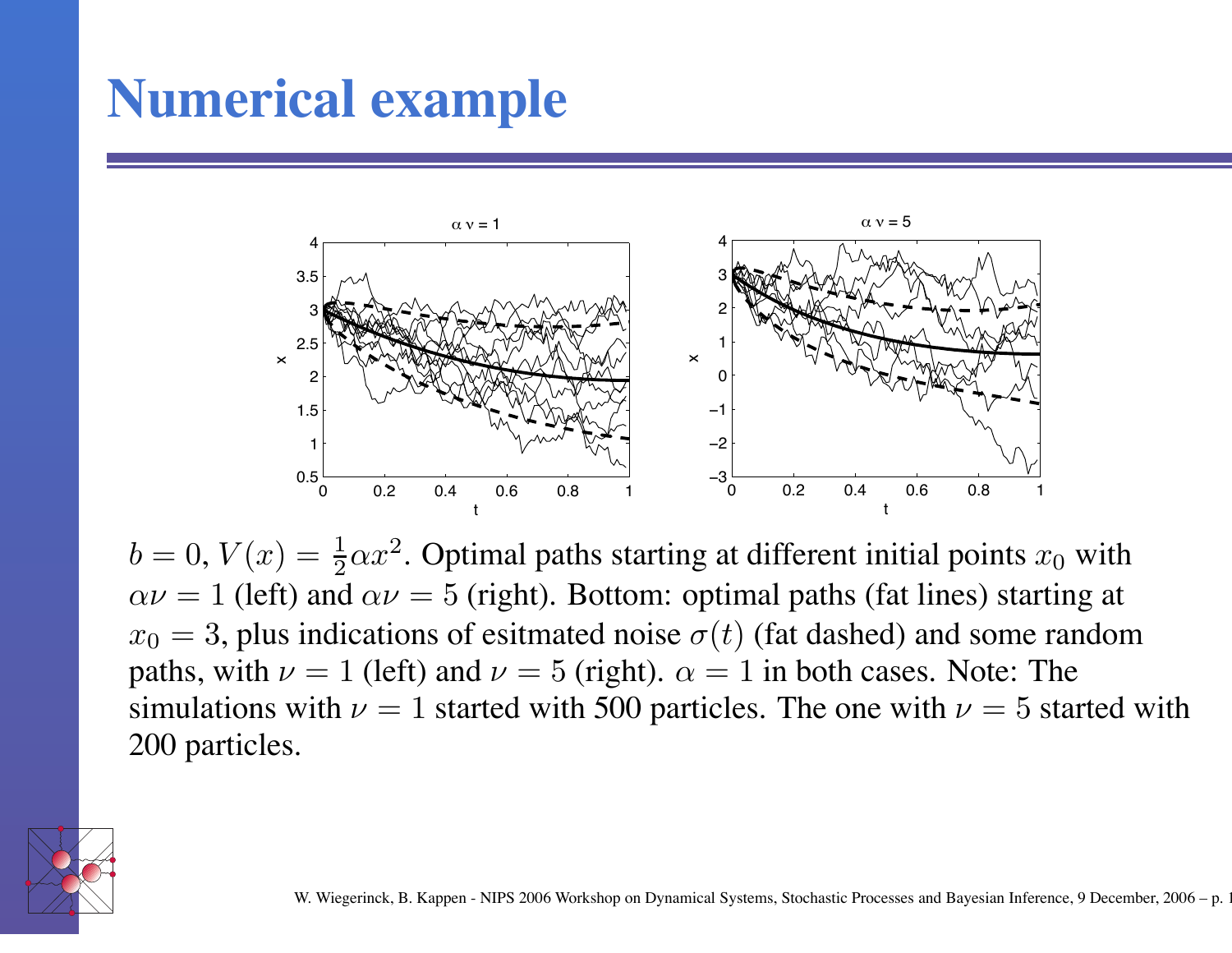# Numerical example

$b = 0$, $V(x) = \frac{1}{2}\alpha x^2$. Optimal paths starting at different initial points $x_0$ with $\alpha\nu = 1$ (left) and $\alpha\nu = 5$ (right). Bottom: optimal paths (fat lines) starting at $x_0 = 3$, plus indications of esitmated noise $\sigma(t)$ (fat dashed) and some random paths, with $\nu = 1$ (left) and $\nu = 5$ (right). $\alpha = 1$ in both cases. Note: The simulations with $\nu = 1$ started with 500 particles. The one with $\nu = 5$ started with 200 particles.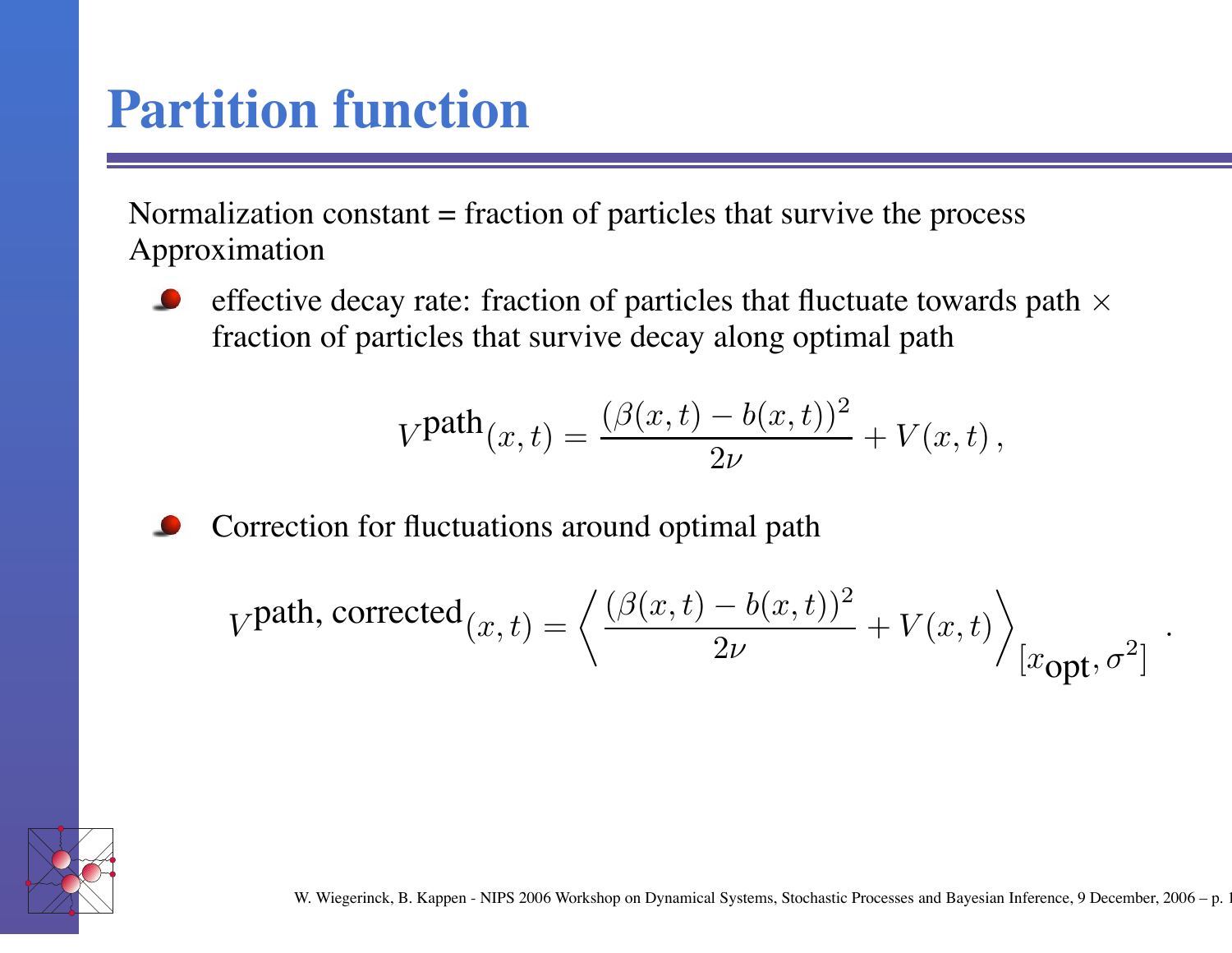# Partition function

Normalization constant = fraction of particles that survive the process
Approximation

- effective decay rate: fraction of particles that fluctuate towards path $\times$ fraction of particles that survive decay along optimal path

$$V^{\text{path}}(x,t) = \frac{(\beta(x,t) - b(x,t))^2}{2\nu} + V(x,t)\,,$$

- Correction for fluctuations around optimal path

$$V^{\text{path, corrected}}(x,t) = \left\langle \frac{(\beta(x,t) - b(x,t))^2}{2\nu} + V(x,t) \right\rangle_{[x_{\text{opt}},\sigma^2]}\,.$$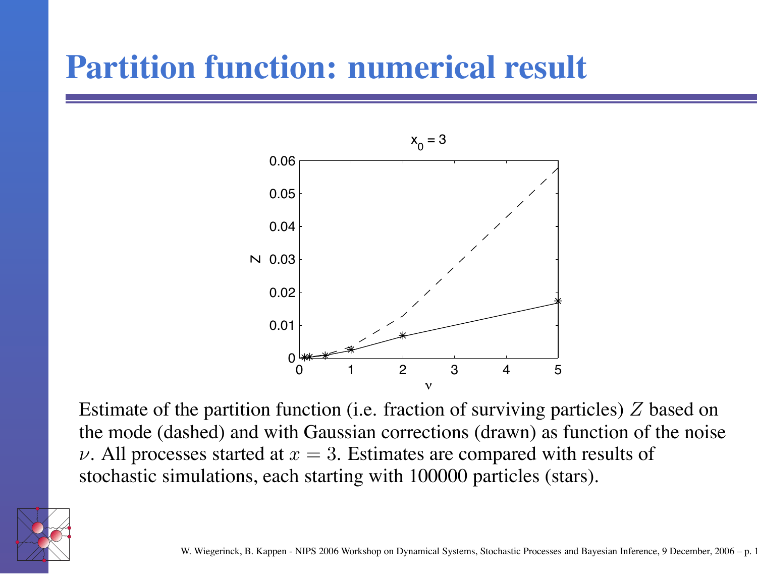# Partition function: numerical result

Estimate of the partition function (i.e. fraction of surviving particles) $Z$ based on the mode (dashed) and with Gaussian corrections (drawn) as function of the noise $\nu$. All processes started at $x = 3$. Estimates are compared with results of stochastic simulations, each starting with 100000 particles (stars).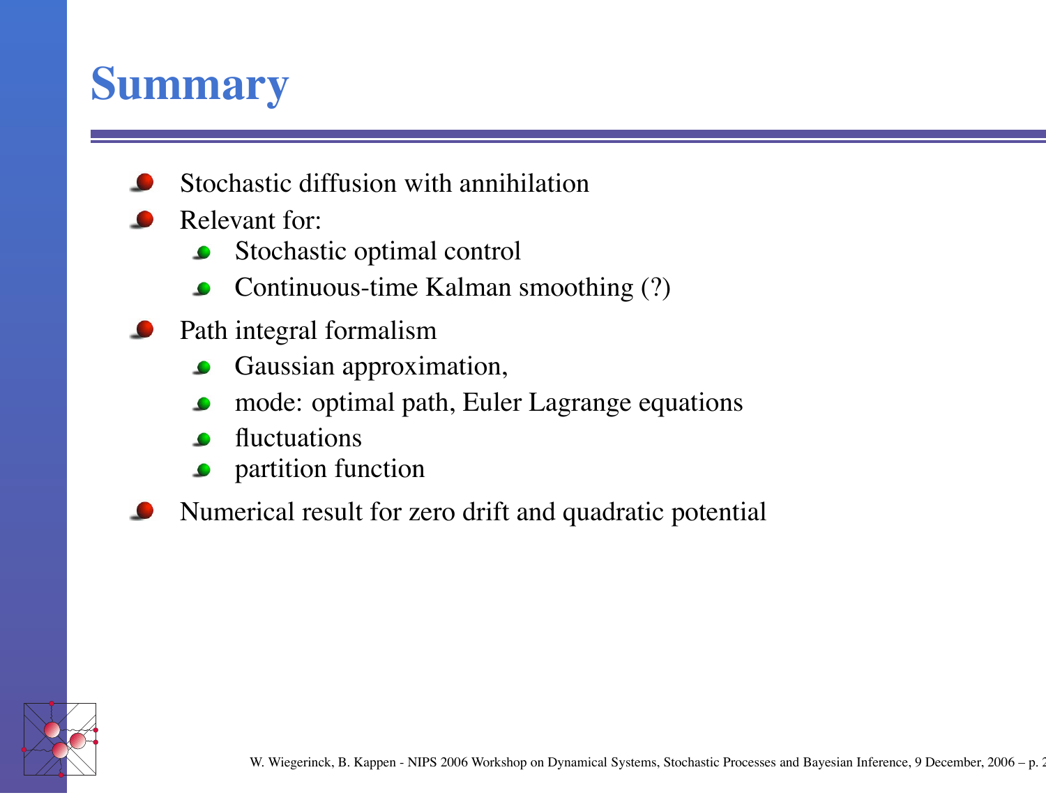# Summary

- Stochastic diffusion with annihilation
- Relevant for:
  - Stochastic optimal control
  - Continuous-time Kalman smoothing (?)
- Path integral formalism
  - Gaussian approximation,
  - mode: optimal path, Euler Lagrange equations
  - fluctuations
  - partition function
- Numerical result for zero drift and quadratic potential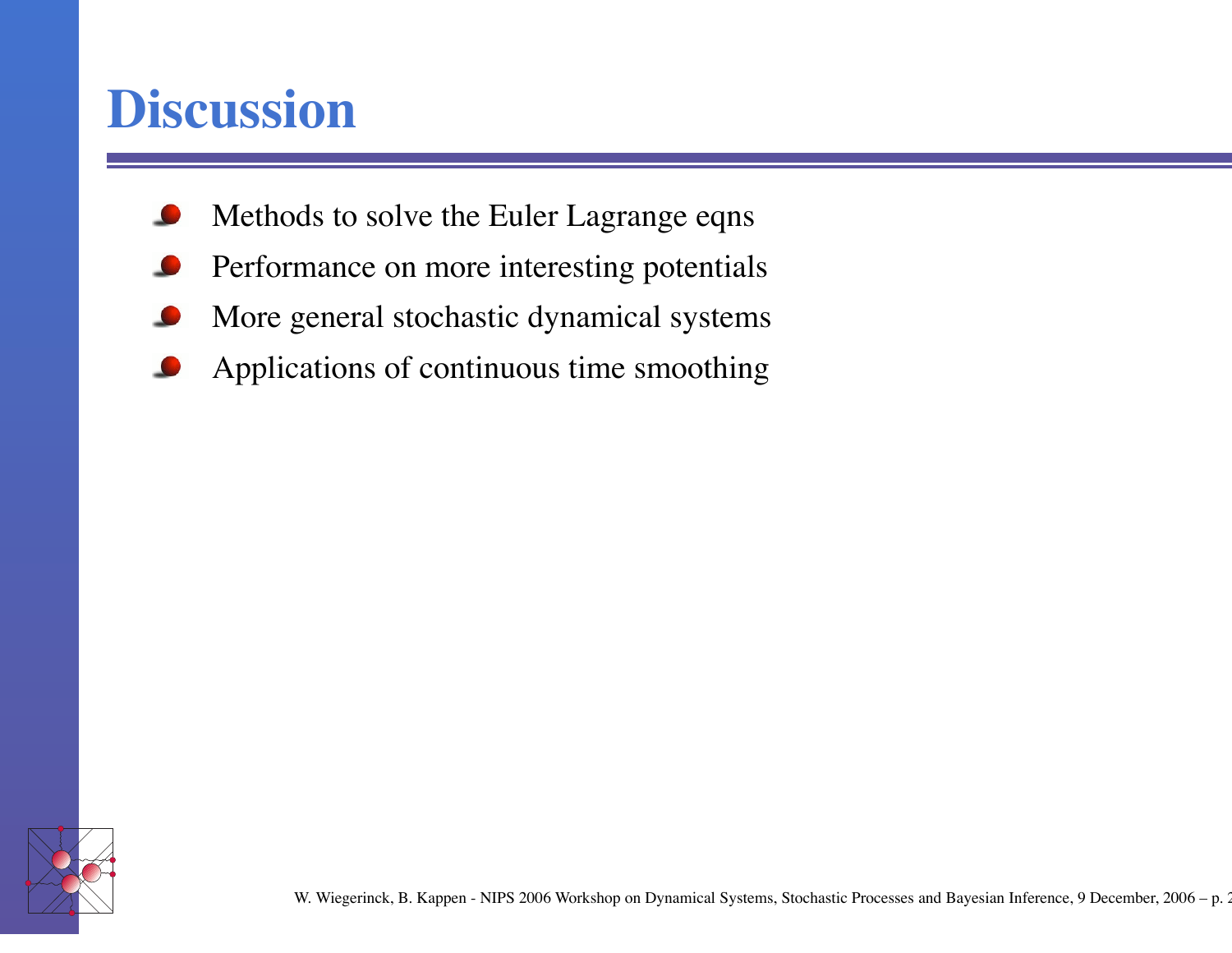# Discussion

- Methods to solve the Euler Lagrange eqns
- Performance on more interesting potentials
- More general stochastic dynamical systems
- Applications of continuous time smoothing